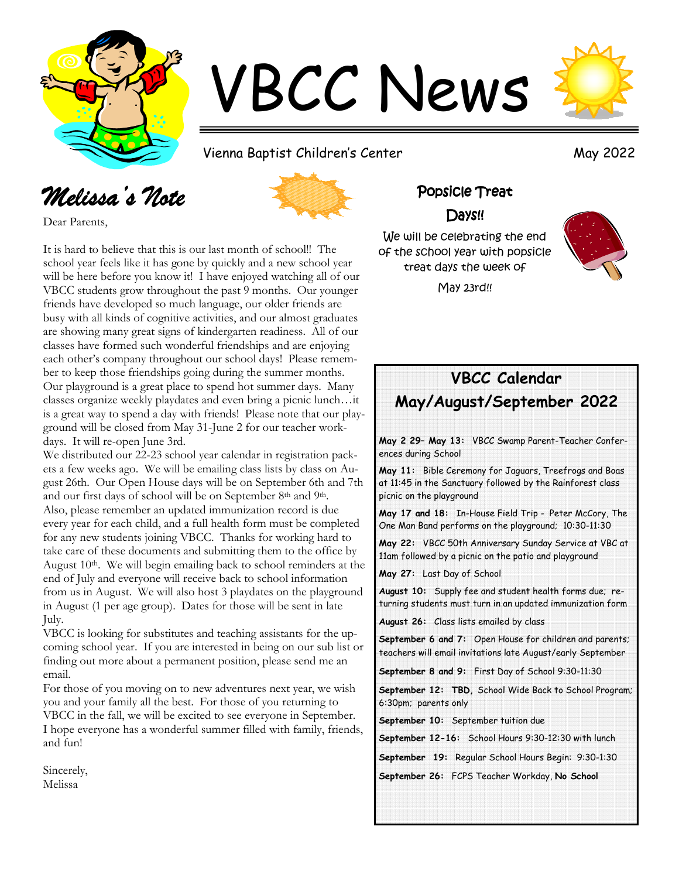# VBCC News

Vienna Baptist Children's Center

May 2022

## *Melissa's Note*

Dear Parents,

It is hard to believe that this is our last month of school!! The school year feels like it has gone by quickly and a new school year will be here before you know it! I have enjoyed watching all of our VBCC students grow throughout the past 9 months. Our younger friends have developed so much language, our older friends are busy with all kinds of cognitive activities, and our almost graduates are showing many great signs of kindergarten readiness. All of our classes have formed such wonderful friendships and are enjoying each other's company throughout our school days! Please remember to keep those friendships going during the summer months. Our playground is a great place to spend hot summer days. Many classes organize weekly playdates and even bring a picnic lunch…it is a great way to spend a day with friends! Please note that our playground will be closed from May 31-June 2 for our teacher workdays. It will re-open June 3rd.

We distributed our 22-23 school year calendar in registration packets a few weeks ago. We will be emailing class lists by class on August 26th. Our Open House days will be on September 6th and 7th and our first days of school will be on September 8th and 9th. Also, please remember an updated immunization record is due every year for each child, and a full health form must be completed for any new students joining VBCC. Thanks for working hard to take care of these documents and submitting them to the office by August 10th. We will begin emailing back to school reminders at the end of July and everyone will receive back to school information from us in August. We will also host 3 playdates on the playground in August (1 per age group). Dates for those will be sent in late July.

VBCC is looking for substitutes and teaching assistants for the upcoming school year. If you are interested in being on our sub list or finding out more about a permanent position, please send me an email.

For those of you moving on to new adventures next year, we wish you and your family all the best. For those of you returning to VBCC in the fall, we will be excited to see everyone in September. I hope everyone has a wonderful summer filled with family, friends, and fun!

Sincerely,
Melissa

## Popsicle Treat Days!!

We will be celebrating the end of the school year with popsicle treat days the week of May 23rd!!

## VBCC Calendar May/August/September 2022

**May 2 29– May 13:** VBCC Swamp Parent-Teacher Conferences during School

**May 11:** Bible Ceremony for Jaguars, Treefrogs and Boas at 11:45 in the Sanctuary followed by the Rainforest class picnic on the playground

**May 17 and 18:** In-House Field Trip - Peter McCory, The One Man Band performs on the playground; 10:30-11:30

**May 22:** VBCC 50th Anniversary Sunday Service at VBC at 11am followed by a picnic on the patio and playground

**May 27:** Last Day of School

**August 10:** Supply fee and student health forms due; returning students must turn in an updated immunization form

**August 26:** Class lists emailed by class

**September 6 and 7:** Open House for children and parents; teachers will email invitations late August/early September

**September 8 and 9:** First Day of School 9:30-11:30

**September 12: TBD,** School Wide Back to School Program; 6:30pm; parents only

**September 10:** September tuition due

**September 12-16:** School Hours 9:30-12:30 with lunch

**September 19:** Regular School Hours Begin: 9:30-1:30

**September 26:** FCPS Teacher Workday, **No School**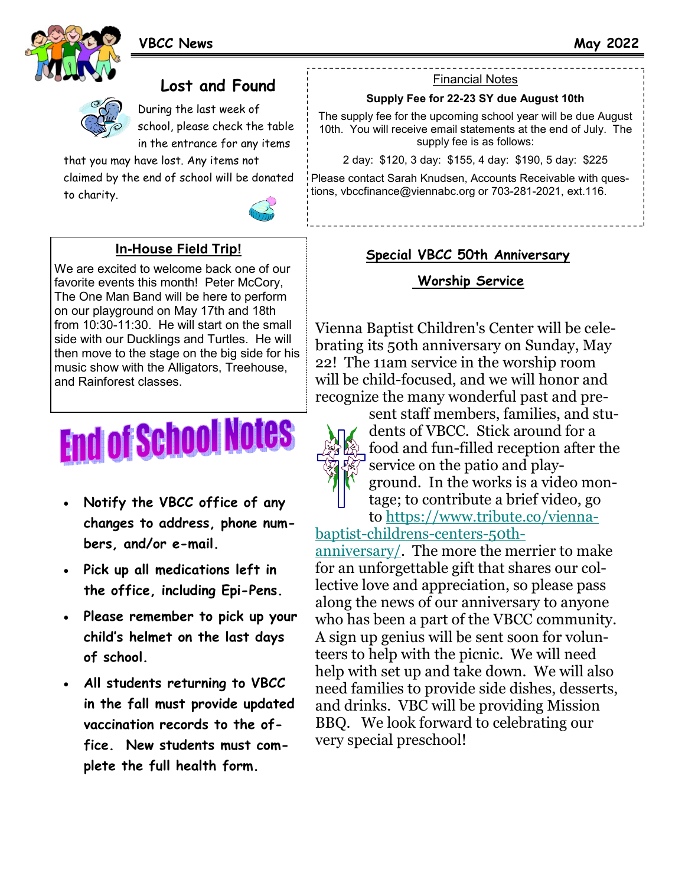## Lost and Found

During the last week of school, please check the table in the entrance for any items that you may have lost. Any items not claimed by the end of school will be donated to charity.

### Financial Notes

**Supply Fee for 22-23 SY due August 10th**

The supply fee for the upcoming school year will be due August 10th. You will receive email statements at the end of July. The supply fee is as follows:

2 day: $120, 3 day: $155, 4 day: $190, 5 day: $225

Please contact Sarah Knudsen, Accounts Receivable with questions, vbccfinance@viennabc.org or 703-281-2021, ext.116.

### In-House Field Trip!

We are excited to welcome back one of our favorite events this month! Peter McCory, The One Man Band will be here to perform on our playground on May 17th and 18th from 10:30-11:30. He will start on the small side with our Ducklings and Turtles. He will then move to the stage on the big side for his music show with the Alligators, Treehouse, and Rainforest classes.

## End of School Notes

- **Notify the VBCC office of any changes to address, phone numbers, and/or e-mail.**
- **Pick up all medications left in the office, including Epi-Pens.**
- **Please remember to pick up your child's helmet on the last days of school.**
- **All students returning to VBCC in the fall must provide updated vaccination records to the office. New students must complete the full health form.**

### Special VBCC 50th Anniversary Worship Service

Vienna Baptist Children's Center will be celebrating its 50th anniversary on Sunday, May 22! The 11am service in the worship room will be child-focused, and we will honor and recognize the many wonderful past and present staff members, families, and students of VBCC. Stick around for a food and fun-filled reception after the service on the patio and playground. In the works is a video montage; to contribute a brief video, go to https://www.tribute.co/vienna-baptist-childrens-centers-50th-anniversary/. The more the merrier to make for an unforgettable gift that shares our collective love and appreciation, so please pass along the news of our anniversary to anyone who has been a part of the VBCC community. A sign up genius will be sent soon for volunteers to help with the picnic. We will need help with set up and take down. We will also need families to provide side dishes, desserts, and drinks. VBC will be providing Mission BBQ. We look forward to celebrating our very special preschool!